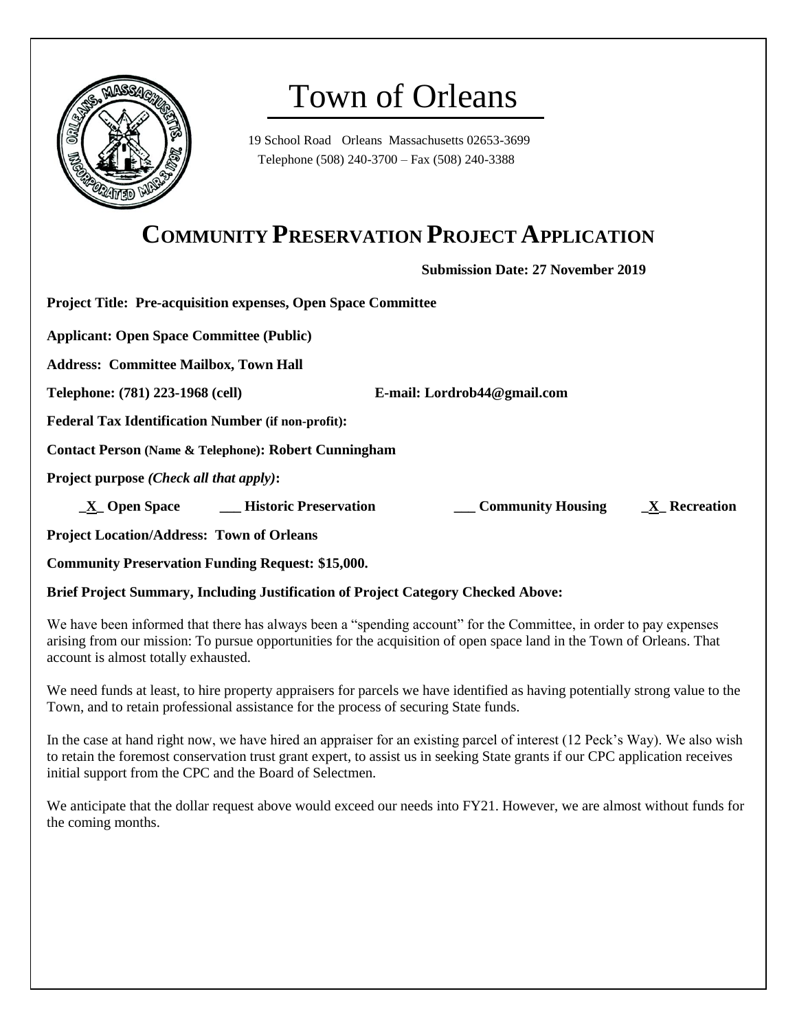# Town of Orleans

19 School Road Orleans Massachusetts 02653-3699
Telephone (508) 240-3700 – Fax (508) 240-3388

## COMMUNITY PRESERVATION PROJECT APPLICATION

**Submission Date: 27 November 2019**

**Project Title: Pre-acquisition expenses, Open Space Committee**

**Applicant: Open Space Committee (Public)**

**Address: Committee Mailbox, Town Hall**

**Telephone: (781) 223-1968 (cell)** **E-mail: Lordrob44@gmail.com**

**Federal Tax Identification Number (if non-profit):**

**Contact Person (Name & Telephone): Robert Cunningham**

**Project purpose** ***(Check all that apply)*****:**

**_X_ Open Space** **___ Historic Preservation** **___ Community Housing** **_X_ Recreation**

**Project Location/Address: Town of Orleans**

**Community Preservation Funding Request: $15,000.**

**Brief Project Summary, Including Justification of Project Category Checked Above:**

We have been informed that there has always been a "spending account" for the Committee, in order to pay expenses arising from our mission: To pursue opportunities for the acquisition of open space land in the Town of Orleans. That account is almost totally exhausted.

We need funds at least, to hire property appraisers for parcels we have identified as having potentially strong value to the Town, and to retain professional assistance for the process of securing State funds.

In the case at hand right now, we have hired an appraiser for an existing parcel of interest (12 Peck's Way). We also wish to retain the foremost conservation trust grant expert, to assist us in seeking State grants if our CPC application receives initial support from the CPC and the Board of Selectmen.

We anticipate that the dollar request above would exceed our needs into FY21. However, we are almost without funds for the coming months.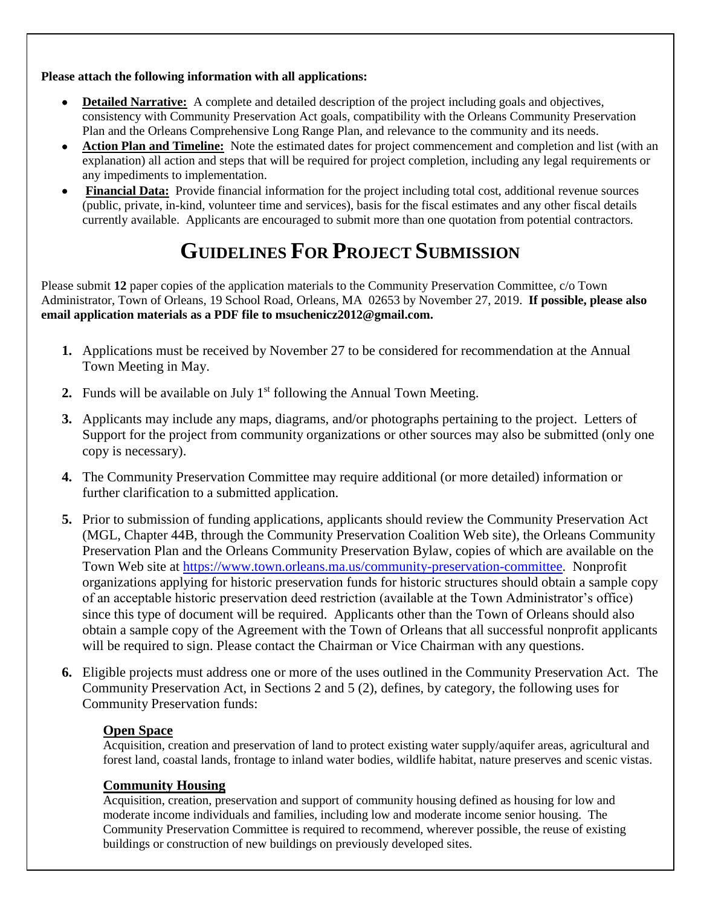**Please attach the following information with all applications:**

- **Detailed Narrative:** A complete and detailed description of the project including goals and objectives, consistency with Community Preservation Act goals, compatibility with the Orleans Community Preservation Plan and the Orleans Comprehensive Long Range Plan, and relevance to the community and its needs.
- **Action Plan and Timeline:** Note the estimated dates for project commencement and completion and list (with an explanation) all action and steps that will be required for project completion, including any legal requirements or any impediments to implementation.
- **Financial Data:** Provide financial information for the project including total cost, additional revenue sources (public, private, in-kind, volunteer time and services), basis for the fiscal estimates and any other fiscal details currently available. Applicants are encouraged to submit more than one quotation from potential contractors.

# GUIDELINES FOR PROJECT SUBMISSION

Please submit **12** paper copies of the application materials to the Community Preservation Committee, c/o Town Administrator, Town of Orleans, 19 School Road, Orleans, MA 02653 by November 27, 2019. **If possible, please also email application materials as a PDF file to msuchenicz2012@gmail.com.**

1. Applications must be received by November 27 to be considered for recommendation at the Annual Town Meeting in May.
2. Funds will be available on July 1st following the Annual Town Meeting.
3. Applicants may include any maps, diagrams, and/or photographs pertaining to the project. Letters of Support for the project from community organizations or other sources may also be submitted (only one copy is necessary).
4. The Community Preservation Committee may require additional (or more detailed) information or further clarification to a submitted application.
5. Prior to submission of funding applications, applicants should review the Community Preservation Act (MGL, Chapter 44B, through the Community Preservation Coalition Web site), the Orleans Community Preservation Plan and the Orleans Community Preservation Bylaw, copies of which are available on the Town Web site at https://www.town.orleans.ma.us/community-preservation-committee. Nonprofit organizations applying for historic preservation funds for historic structures should obtain a sample copy of an acceptable historic preservation deed restriction (available at the Town Administrator's office) since this type of document will be required. Applicants other than the Town of Orleans should also obtain a sample copy of the Agreement with the Town of Orleans that all successful nonprofit applicants will be required to sign. Please contact the Chairman or Vice Chairman with any questions.
6. Eligible projects must address one or more of the uses outlined in the Community Preservation Act. The Community Preservation Act, in Sections 2 and 5 (2), defines, by category, the following uses for Community Preservation funds:

   **Open Space**

   Acquisition, creation and preservation of land to protect existing water supply/aquifer areas, agricultural and forest land, coastal lands, frontage to inland water bodies, wildlife habitat, nature preserves and scenic vistas.

   **Community Housing**

   Acquisition, creation, preservation and support of community housing defined as housing for low and moderate income individuals and families, including low and moderate income senior housing. The Community Preservation Committee is required to recommend, wherever possible, the reuse of existing buildings or construction of new buildings on previously developed sites.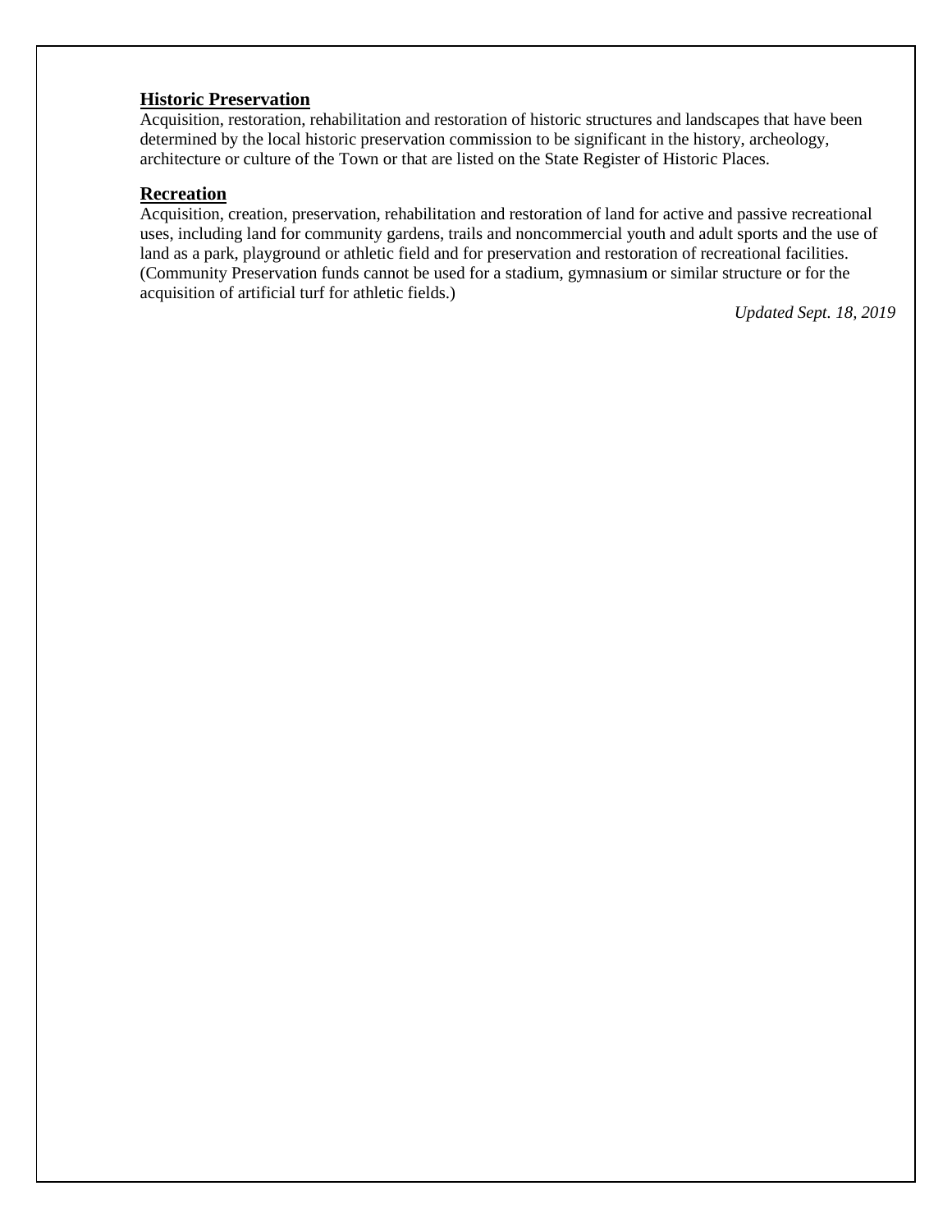**Historic Preservation**

Acquisition, restoration, rehabilitation and restoration of historic structures and landscapes that have been determined by the local historic preservation commission to be significant in the history, archeology, architecture or culture of the Town or that are listed on the State Register of Historic Places.

**Recreation**

Acquisition, creation, preservation, rehabilitation and restoration of land for active and passive recreational uses, including land for community gardens, trails and noncommercial youth and adult sports and the use of land as a park, playground or athletic field and for preservation and restoration of recreational facilities. (Community Preservation funds cannot be used for a stadium, gymnasium or similar structure or for the acquisition of artificial turf for athletic fields.)

*Updated Sept. 18, 2019*